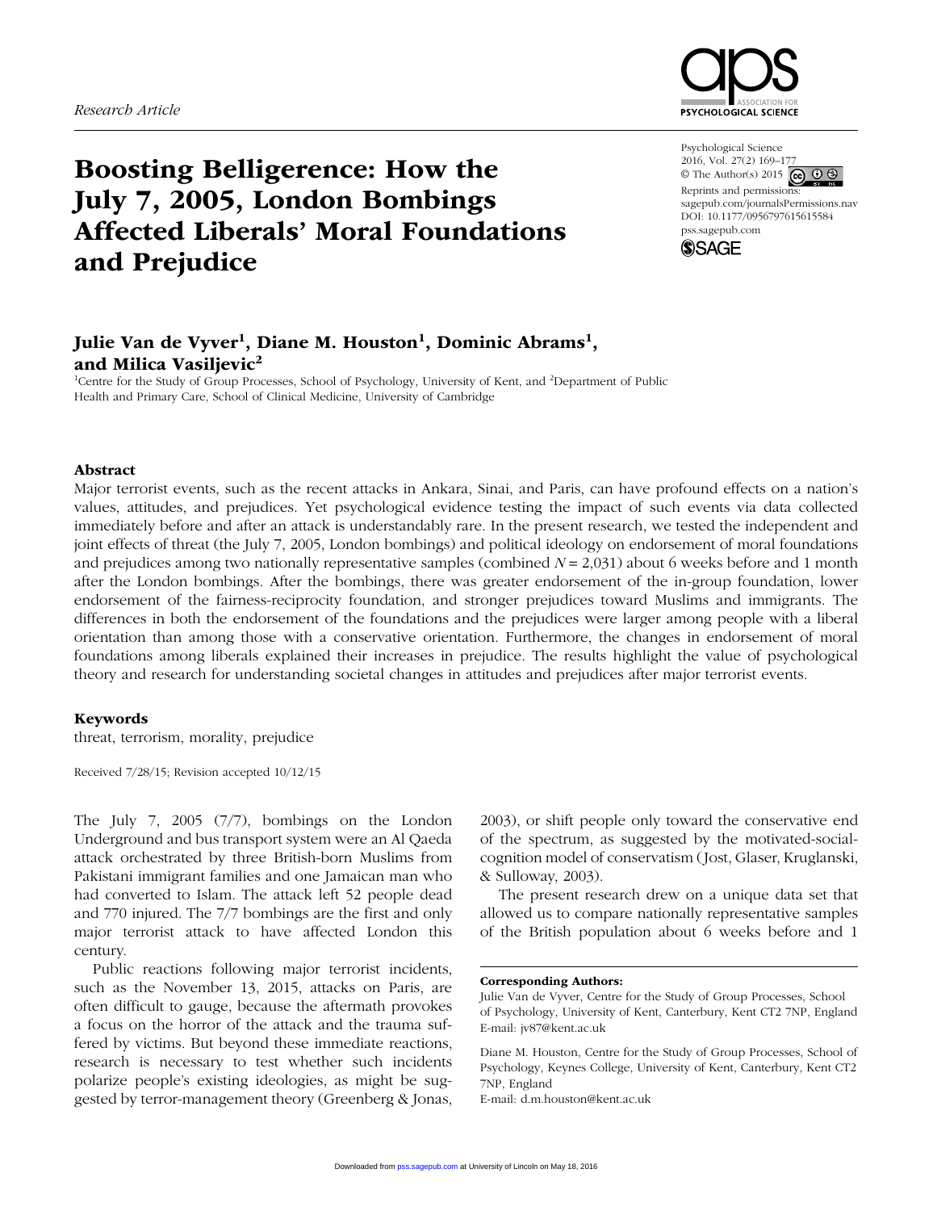Research Article

# Boosting Belligerence: How the July 7, 2005, London Bombings Affected Liberals' Moral Foundations and Prejudice

Psychological Science
2016, Vol. 27(2) 169–177
© The Author(s) 2015
Reprints and permissions: sagepub.com/journalsPermissions.nav
DOI: 10.1177/0956797615615584
pss.sagepub.com

**Julie Van de Vyver[1], Diane M. Houston[1], Dominic Abrams[1], and Milica Vasiljevic[2]**

[1]Centre for the Study of Group Processes, School of Psychology, University of Kent, and [2]Department of Public Health and Primary Care, School of Clinical Medicine, University of Cambridge

## Abstract

Major terrorist events, such as the recent attacks in Ankara, Sinai, and Paris, can have profound effects on a nation's values, attitudes, and prejudices. Yet psychological evidence testing the impact of such events via data collected immediately before and after an attack is understandably rare. In the present research, we tested the independent and joint effects of threat (the July 7, 2005, London bombings) and political ideology on endorsement of moral foundations and prejudices among two nationally representative samples (combined $N = 2,031$) about 6 weeks before and 1 month after the London bombings. After the bombings, there was greater endorsement of the in-group foundation, lower endorsement of the fairness-reciprocity foundation, and stronger prejudices toward Muslims and immigrants. The differences in both the endorsement of the foundations and the prejudices were larger among people with a liberal orientation than among those with a conservative orientation. Furthermore, the changes in endorsement of moral foundations among liberals explained their increases in prejudice. The results highlight the value of psychological theory and research for understanding societal changes in attitudes and prejudices after major terrorist events.

### Keywords

threat, terrorism, morality, prejudice

Received 7/28/15; Revision accepted 10/12/15

The July 7, 2005 (7/7), bombings on the London Underground and bus transport system were an Al Qaeda attack orchestrated by three British-born Muslims from Pakistani immigrant families and one Jamaican man who had converted to Islam. The attack left 52 people dead and 770 injured. The 7/7 bombings are the first and only major terrorist attack to have affected London this century.

Public reactions following major terrorist incidents, such as the November 13, 2015, attacks on Paris, are often difficult to gauge, because the aftermath provokes a focus on the horror of the attack and the trauma suffered by victims. But beyond these immediate reactions, research is necessary to test whether such incidents polarize people's existing ideologies, as might be suggested by terror-management theory (Greenberg & Jonas, 2003), or shift people only toward the conservative end of the spectrum, as suggested by the motivated-social-cognition model of conservatism (Jost, Glaser, Kruglanski, & Sulloway, 2003).

The present research drew on a unique data set that allowed us to compare nationally representative samples of the British population about 6 weeks before and 1

**Corresponding Authors:**
Julie Van de Vyver, Centre for the Study of Group Processes, School of Psychology, University of Kent, Canterbury, Kent CT2 7NP, England
E-mail: jv87@kent.ac.uk

Diane M. Houston, Centre for the Study of Group Processes, School of Psychology, Keynes College, University of Kent, Canterbury, Kent CT2 7NP, England
E-mail: d.m.houston@kent.ac.uk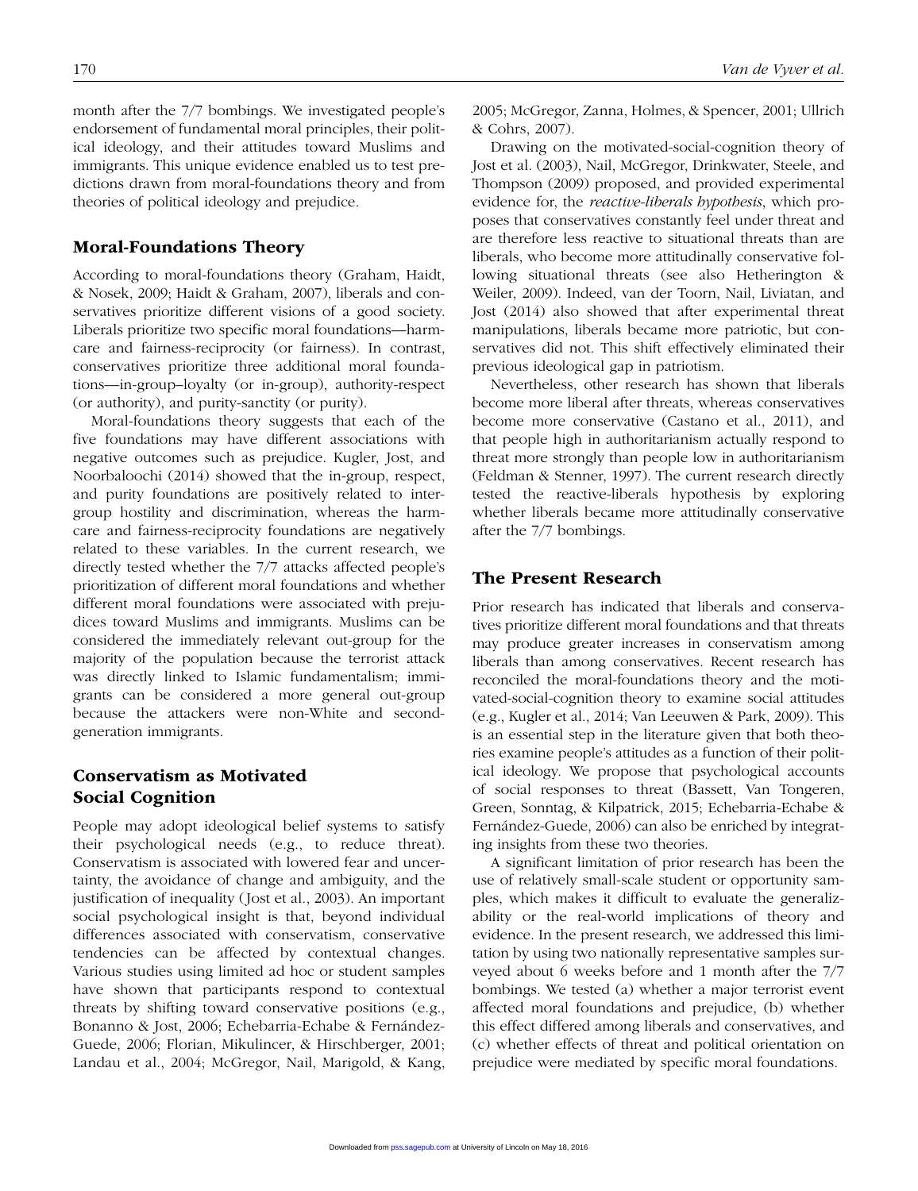month after the 7/7 bombings. We investigated people's endorsement of fundamental moral principles, their political ideology, and their attitudes toward Muslims and immigrants. This unique evidence enabled us to test predictions drawn from moral-foundations theory and from theories of political ideology and prejudice.

## Moral-Foundations Theory

According to moral-foundations theory (Graham, Haidt, & Nosek, 2009; Haidt & Graham, 2007), liberals and conservatives prioritize different visions of a good society. Liberals prioritize two specific moral foundations—harm-care and fairness-reciprocity (or fairness). In contrast, conservatives prioritize three additional moral foundations—in-group–loyalty (or in-group), authority-respect (or authority), and purity-sanctity (or purity).

Moral-foundations theory suggests that each of the five foundations may have different associations with negative outcomes such as prejudice. Kugler, Jost, and Noorbaloochi (2014) showed that the in-group, respect, and purity foundations are positively related to intergroup hostility and discrimination, whereas the harm-care and fairness-reciprocity foundations are negatively related to these variables. In the current research, we directly tested whether the 7/7 attacks affected people's prioritization of different moral foundations and whether different moral foundations were associated with prejudices toward Muslims and immigrants. Muslims can be considered the immediately relevant out-group for the majority of the population because the terrorist attack was directly linked to Islamic fundamentalism; immigrants can be considered a more general out-group because the attackers were non-White and second-generation immigrants.

## Conservatism as Motivated Social Cognition

People may adopt ideological belief systems to satisfy their psychological needs (e.g., to reduce threat). Conservatism is associated with lowered fear and uncertainty, the avoidance of change and ambiguity, and the justification of inequality (Jost et al., 2003). An important social psychological insight is that, beyond individual differences associated with conservatism, conservative tendencies can be affected by contextual changes. Various studies using limited ad hoc or student samples have shown that participants respond to contextual threats by shifting toward conservative positions (e.g., Bonanno & Jost, 2006; Echebarria-Echabe & Fernández-Guede, 2006; Florian, Mikulincer, & Hirschberger, 2001; Landau et al., 2004; McGregor, Nail, Marigold, & Kang, 2005; McGregor, Zanna, Holmes, & Spencer, 2001; Ullrich & Cohrs, 2007).

Drawing on the motivated-social-cognition theory of Jost et al. (2003), Nail, McGregor, Drinkwater, Steele, and Thompson (2009) proposed, and provided experimental evidence for, the *reactive-liberals hypothesis*, which proposes that conservatives constantly feel under threat and are therefore less reactive to situational threats than are liberals, who become more attitudinally conservative following situational threats (see also Hetherington & Weiler, 2009). Indeed, van der Toorn, Nail, Liviatan, and Jost (2014) also showed that after experimental threat manipulations, liberals became more patriotic, but conservatives did not. This shift effectively eliminated their previous ideological gap in patriotism.

Nevertheless, other research has shown that liberals become more liberal after threats, whereas conservatives become more conservative (Castano et al., 2011), and that people high in authoritarianism actually respond to threat more strongly than people low in authoritarianism (Feldman & Stenner, 1997). The current research directly tested the reactive-liberals hypothesis by exploring whether liberals became more attitudinally conservative after the 7/7 bombings.

## The Present Research

Prior research has indicated that liberals and conservatives prioritize different moral foundations and that threats may produce greater increases in conservatism among liberals than among conservatives. Recent research has reconciled the moral-foundations theory and the motivated-social-cognition theory to examine social attitudes (e.g., Kugler et al., 2014; Van Leeuwen & Park, 2009). This is an essential step in the literature given that both theories examine people's attitudes as a function of their political ideology. We propose that psychological accounts of social responses to threat (Bassett, Van Tongeren, Green, Sonntag, & Kilpatrick, 2015; Echebarria-Echabe & Fernández-Guede, 2006) can also be enriched by integrating insights from these two theories.

A significant limitation of prior research has been the use of relatively small-scale student or opportunity samples, which makes it difficult to evaluate the generalizability or the real-world implications of theory and evidence. In the present research, we addressed this limitation by using two nationally representative samples surveyed about 6 weeks before and 1 month after the 7/7 bombings. We tested (a) whether a major terrorist event affected moral foundations and prejudice, (b) whether this effect differed among liberals and conservatives, and (c) whether effects of threat and political orientation on prejudice were mediated by specific moral foundations.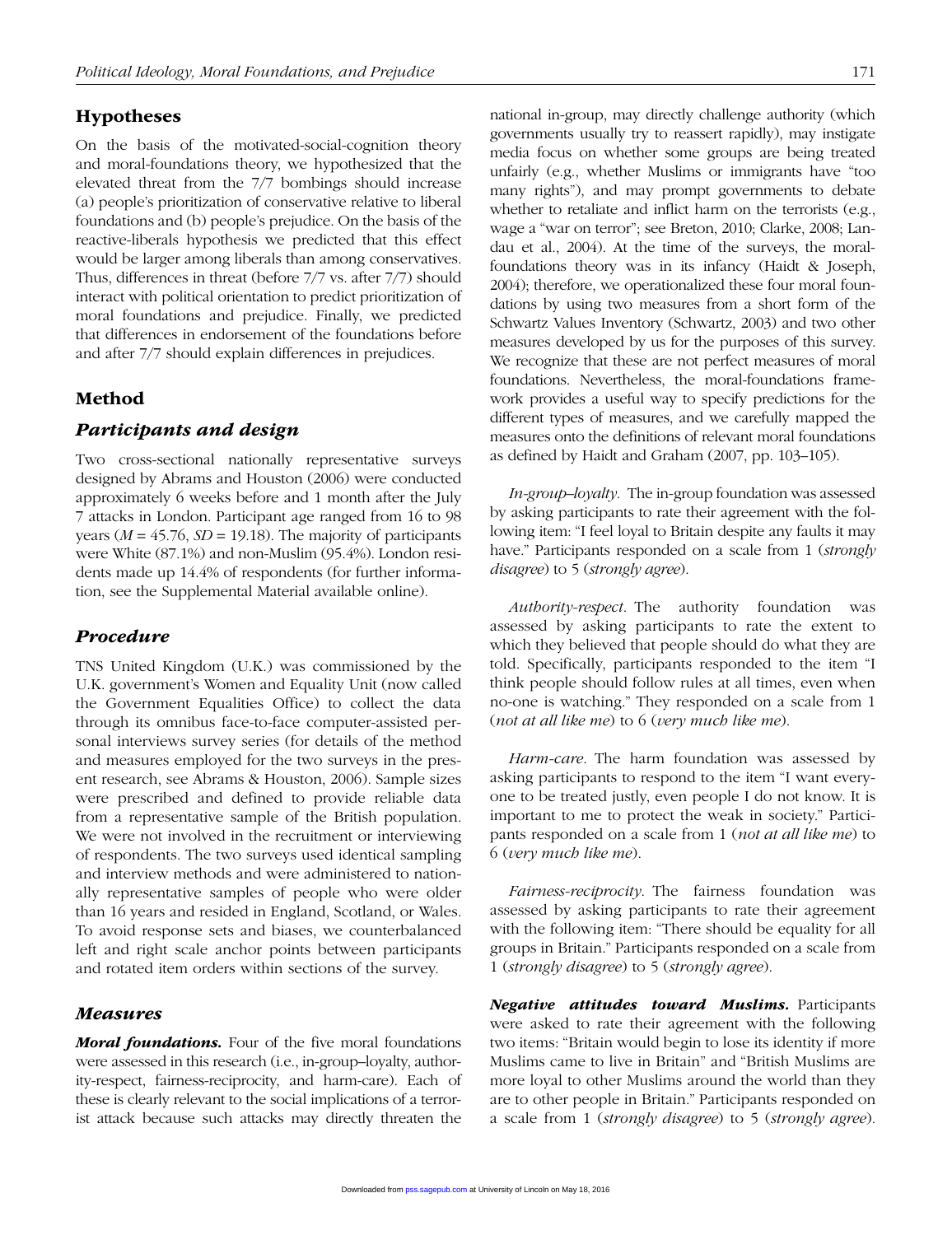## Hypotheses

On the basis of the motivated-social-cognition theory and moral-foundations theory, we hypothesized that the elevated threat from the 7/7 bombings should increase (a) people's prioritization of conservative relative to liberal foundations and (b) people's prejudice. On the basis of the reactive-liberals hypothesis we predicted that this effect would be larger among liberals than among conservatives. Thus, differences in threat (before 7/7 vs. after 7/7) should interact with political orientation to predict prioritization of moral foundations and prejudice. Finally, we predicted that differences in endorsement of the foundations before and after 7/7 should explain differences in prejudices.

## Method

### Participants and design

Two cross-sectional nationally representative surveys designed by Abrams and Houston (2006) were conducted approximately 6 weeks before and 1 month after the July 7 attacks in London. Participant age ranged from 16 to 98 years ($M$ = 45.76, $SD$ = 19.18). The majority of participants were White (87.1%) and non-Muslim (95.4%). London residents made up 14.4% of respondents (for further information, see the Supplemental Material available online).

### Procedure

TNS United Kingdom (U.K.) was commissioned by the U.K. government's Women and Equality Unit (now called the Government Equalities Office) to collect the data through its omnibus face-to-face computer-assisted personal interviews survey series (for details of the method and measures employed for the two surveys in the present research, see Abrams & Houston, 2006). Sample sizes were prescribed and defined to provide reliable data from a representative sample of the British population. We were not involved in the recruitment or interviewing of respondents. The two surveys used identical sampling and interview methods and were administered to nationally representative samples of people who were older than 16 years and resided in England, Scotland, or Wales. To avoid response sets and biases, we counterbalanced left and right scale anchor points between participants and rotated item orders within sections of the survey.

### Measures

***Moral foundations.*** Four of the five moral foundations were assessed in this research (i.e., in-group–loyalty, authority-respect, fairness-reciprocity, and harm-care). Each of these is clearly relevant to the social implications of a terrorist attack because such attacks may directly threaten the national in-group, may directly challenge authority (which governments usually try to reassert rapidly), may instigate media focus on whether some groups are being treated unfairly (e.g., whether Muslims or immigrants have "too many rights"), and may prompt governments to debate whether to retaliate and inflict harm on the terrorists (e.g., wage a "war on terror"; see Breton, 2010; Clarke, 2008; Landau et al., 2004). At the time of the surveys, the moral-foundations theory was in its infancy (Haidt & Joseph, 2004); therefore, we operationalized these four moral foundations by using two measures from a short form of the Schwartz Values Inventory (Schwartz, 2003) and two other measures developed by us for the purposes of this survey. We recognize that these are not perfect measures of moral foundations. Nevertheless, the moral-foundations framework provides a useful way to specify predictions for the different types of measures, and we carefully mapped the measures onto the definitions of relevant moral foundations as defined by Haidt and Graham (2007, pp. 103–105).

*In-group–loyalty.* The in-group foundation was assessed by asking participants to rate their agreement with the following item: "I feel loyal to Britain despite any faults it may have." Participants responded on a scale from 1 (*strongly disagree*) to 5 (*strongly agree*).

*Authority-respect.* The authority foundation was assessed by asking participants to rate the extent to which they believed that people should do what they are told. Specifically, participants responded to the item "I think people should follow rules at all times, even when no-one is watching." They responded on a scale from 1 (*not at all like me*) to 6 (*very much like me*).

*Harm-care.* The harm foundation was assessed by asking participants to respond to the item "I want everyone to be treated justly, even people I do not know. It is important to me to protect the weak in society." Participants responded on a scale from 1 (*not at all like me*) to 6 (*very much like me*).

*Fairness-reciprocity.* The fairness foundation was assessed by asking participants to rate their agreement with the following item: "There should be equality for all groups in Britain." Participants responded on a scale from 1 (*strongly disagree*) to 5 (*strongly agree*).

***Negative attitudes toward Muslims.*** Participants were asked to rate their agreement with the following two items: "Britain would begin to lose its identity if more Muslims came to live in Britain" and "British Muslims are more loyal to other Muslims around the world than they are to other people in Britain." Participants responded on a scale from 1 (*strongly disagree*) to 5 (*strongly agree*).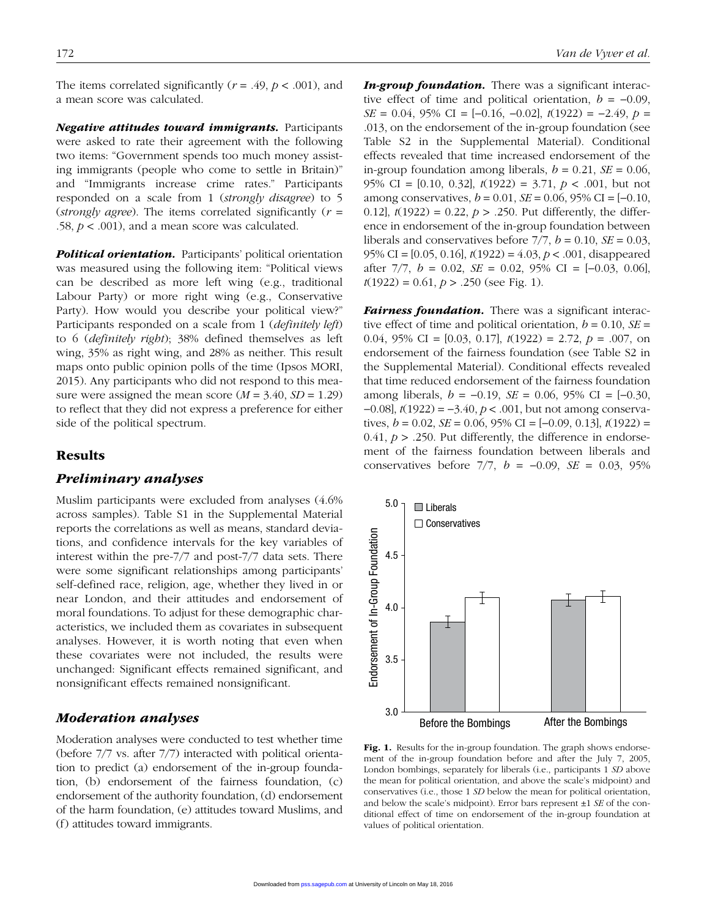The items correlated significantly ($r = .49$, $p < .001$), and a mean score was calculated.

***Negative attitudes toward immigrants.*** Participants were asked to rate their agreement with the following two items: "Government spends too much money assisting immigrants (people who come to settle in Britain)" and "Immigrants increase crime rates." Participants responded on a scale from 1 (*strongly disagree*) to 5 (*strongly agree*). The items correlated significantly ($r = .58$, $p < .001$), and a mean score was calculated.

***Political orientation.*** Participants' political orientation was measured using the following item: "Political views can be described as more left wing (e.g., traditional Labour Party) or more right wing (e.g., Conservative Party). How would you describe your political view?" Participants responded on a scale from 1 (*definitely left*) to 6 (*definitely right*); 38% defined themselves as left wing, 35% as right wing, and 28% as neither. This result maps onto public opinion polls of the time (Ipsos MORI, 2015). Any participants who did not respond to this measure were assigned the mean score ($M = 3.40$, $SD = 1.29$) to reflect that they did not express a preference for either side of the political spectrum.

## Results

### Preliminary analyses

Muslim participants were excluded from analyses (4.6% across samples). Table S1 in the Supplemental Material reports the correlations as well as means, standard deviations, and confidence intervals for the key variables of interest within the pre-7/7 and post-7/7 data sets. There were some significant relationships among participants' self-defined race, religion, age, whether they lived in or near London, and their attitudes and endorsement of moral foundations. To adjust for these demographic characteristics, we included them as covariates in subsequent analyses. However, it is worth noting that even when these covariates were not included, the results were unchanged: Significant effects remained significant, and nonsignificant effects remained nonsignificant.

### Moderation analyses

Moderation analyses were conducted to test whether time (before 7/7 vs. after 7/7) interacted with political orientation to predict (a) endorsement of the in-group foundation, (b) endorsement of the fairness foundation, (c) endorsement of the authority foundation, (d) endorsement of the harm foundation, (e) attitudes toward Muslims, and (f) attitudes toward immigrants.

***In-group foundation.*** There was a significant interactive effect of time and political orientation, $b = -0.09$, $SE = 0.04$, 95% CI = [−0.16, −0.02], $t(1922) = -2.49$, $p = .013$, on the endorsement of the in-group foundation (see Table S2 in the Supplemental Material). Conditional effects revealed that time increased endorsement of the in-group foundation among liberals, $b = 0.21$, $SE = 0.06$, 95% CI = [0.10, 0.32], $t(1922) = 3.71$, $p < .001$, but not among conservatives, $b = 0.01$, $SE = 0.06$, 95% CI = [−0.10, 0.12], $t(1922) = 0.22$, $p > .250$. Put differently, the difference in endorsement of the in-group foundation between liberals and conservatives before 7/7, $b = 0.10$, $SE = 0.03$, 95% CI = [0.05, 0.16], $t(1922) = 4.03$, $p < .001$, disappeared after 7/7, $b = 0.02$, $SE = 0.02$, 95% CI = [−0.03, 0.06], $t(1922) = 0.61$, $p > .250$ (see Fig. 1).

***Fairness foundation.*** There was a significant interactive effect of time and political orientation, $b = 0.10$, $SE = 0.04$, 95% CI = [0.03, 0.17], $t(1922) = 2.72$, $p = .007$, on endorsement of the fairness foundation (see Table S2 in the Supplemental Material). Conditional effects revealed that time reduced endorsement of the fairness foundation among liberals, $b = -0.19$, $SE = 0.06$, 95% CI = [−0.30, −0.08], $t(1922) = -3.40$, $p < .001$, but not among conservatives, $b = 0.02$, $SE = 0.06$, 95% CI = [−0.09, 0.13], $t(1922) = 0.41$, $p > .250$. Put differently, the difference in endorsement of the fairness foundation between liberals and conservatives before 7/7, $b = -0.09$, $SE = 0.03$, 95%

**Fig. 1.** Results for the in-group foundation. The graph shows endorsement of the in-group foundation before and after the July 7, 2005, London bombings, separately for liberals (i.e., participants 1 *SD* above the mean for political orientation, and above the scale's midpoint) and conservatives (i.e., those 1 *SD* below the mean for political orientation, and below the scale's midpoint). Error bars represent ±1 *SE* of the conditional effect of time on endorsement of the in-group foundation at values of political orientation.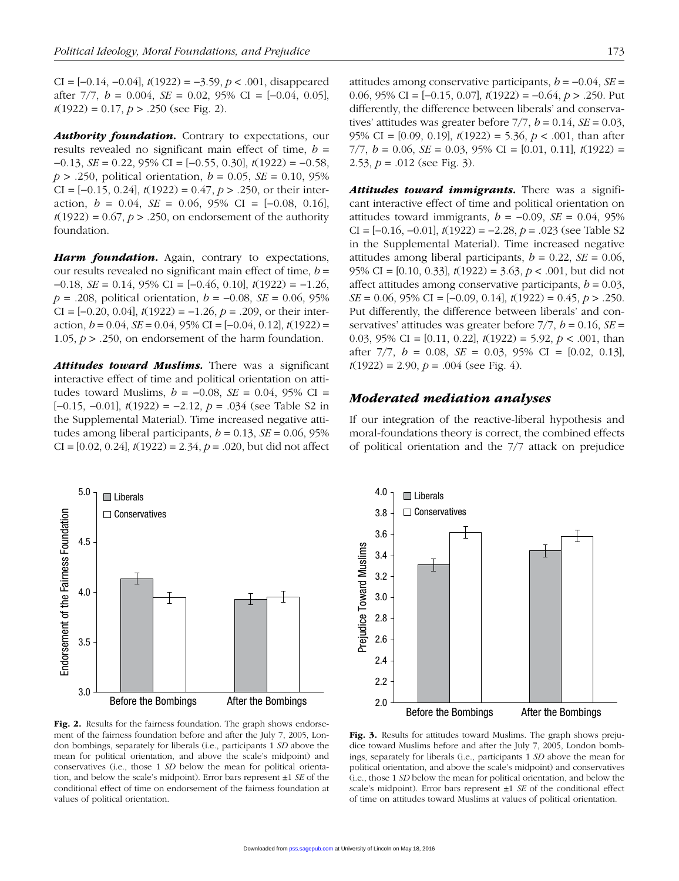CI = [−0.14, −0.04], $t(1922) = −3.59$, $p < .001$, disappeared after 7/7, $b = 0.004$, $SE = 0.02$, 95% CI = [−0.04, 0.05], $t(1922) = 0.17$, $p > .250$ (see Fig. 2).

***Authority foundation.*** Contrary to expectations, our results revealed no significant main effect of time, $b = −0.13$, $SE = 0.22$, 95% CI = [−0.55, 0.30], $t(1922) = −0.58$, $p > .250$, political orientation, $b = 0.05$, $SE = 0.10$, 95% CI = [−0.15, 0.24], $t(1922) = 0.47$, $p > .250$, or their interaction, $b = 0.04$, $SE = 0.06$, 95% CI = [−0.08, 0.16], $t(1922) = 0.67$, $p > .250$, on endorsement of the authority foundation.

***Harm foundation.*** Again, contrary to expectations, our results revealed no significant main effect of time, $b = −0.18$, $SE = 0.14$, 95% CI = [−0.46, 0.10], $t(1922) = −1.26$, $p = .208$, political orientation, $b = −0.08$, $SE = 0.06$, 95% CI = [−0.20, 0.04], $t(1922) = −1.26$, $p = .209$, or their interaction, $b = 0.04$, $SE = 0.04$, 95% CI = [−0.04, 0.12], $t(1922) = 1.05$, $p > .250$, on endorsement of the harm foundation.

***Attitudes toward Muslims.*** There was a significant interactive effect of time and political orientation on attitudes toward Muslims, $b = −0.08$, $SE = 0.04$, 95% CI = [−0.15, −0.01], $t(1922) = −2.12$, $p = .034$ (see Table S2 in the Supplemental Material). Time increased negative attitudes among liberal participants, $b = 0.13$, $SE = 0.06$, 95% CI = [0.02, 0.24], $t(1922) = 2.34$, $p = .020$, but did not affect attitudes among conservative participants, $b = −0.04$, $SE = 0.06$, 95% CI = [−0.15, 0.07], $t(1922) = −0.64$, $p > .250$. Put differently, the difference between liberals' and conservatives' attitudes was greater before 7/7, $b = 0.14$, $SE = 0.03$, 95% CI = [0.09, 0.19], $t(1922) = 5.36$, $p < .001$, than after 7/7, $b = 0.06$, $SE = 0.03$, 95% CI = [0.01, 0.11], $t(1922) = 2.53$, $p = .012$ (see Fig. 3).

***Attitudes toward immigrants.*** There was a significant interactive effect of time and political orientation on attitudes toward immigrants, $b = −0.09$, $SE = 0.04$, 95% CI = [−0.16, −0.01], $t(1922) = −2.28$, $p = .023$ (see Table S2 in the Supplemental Material). Time increased negative attitudes among liberal participants, $b = 0.22$, $SE = 0.06$, 95% CI = [0.10, 0.33], $t(1922) = 3.63$, $p < .001$, but did not affect attitudes among conservative participants, $b = 0.03$, $SE = 0.06$, 95% CI = [−0.09, 0.14], $t(1922) = 0.45$, $p > .250$. Put differently, the difference between liberals' and conservatives' attitudes was greater before 7/7, $b = 0.16$, $SE = 0.03$, 95% CI = [0.11, 0.22], $t(1922) = 5.92$, $p < .001$, than after 7/7, $b = 0.08$, $SE = 0.03$, 95% CI = [0.02, 0.13], $t(1922) = 2.90$, $p = .004$ (see Fig. 4).

## Moderated mediation analyses

If our integration of the reactive-liberal hypothesis and moral-foundations theory is correct, the combined effects of political orientation and the 7/7 attack on prejudice

**Fig. 2.** Results for the fairness foundation. The graph shows endorsement of the fairness foundation before and after the July 7, 2005, London bombings, separately for liberals (i.e., participants 1 *SD* above the mean for political orientation, and above the scale's midpoint) and conservatives (i.e., those 1 *SD* below the mean for political orientation, and below the scale's midpoint). Error bars represent ±1 *SE* of the conditional effect of time on endorsement of the fairness foundation at values of political orientation.

**Fig. 3.** Results for attitudes toward Muslims. The graph shows prejudice toward Muslims before and after the July 7, 2005, London bombings, separately for liberals (i.e., those 1 *SD* above the mean for political orientation, and above the scale's midpoint) and conservatives (i.e., those 1 *SD* below the mean for political orientation, and below the scale's midpoint). Error bars represent ±1 *SE* of the conditional effect of time on attitudes toward Muslims at values of political orientation.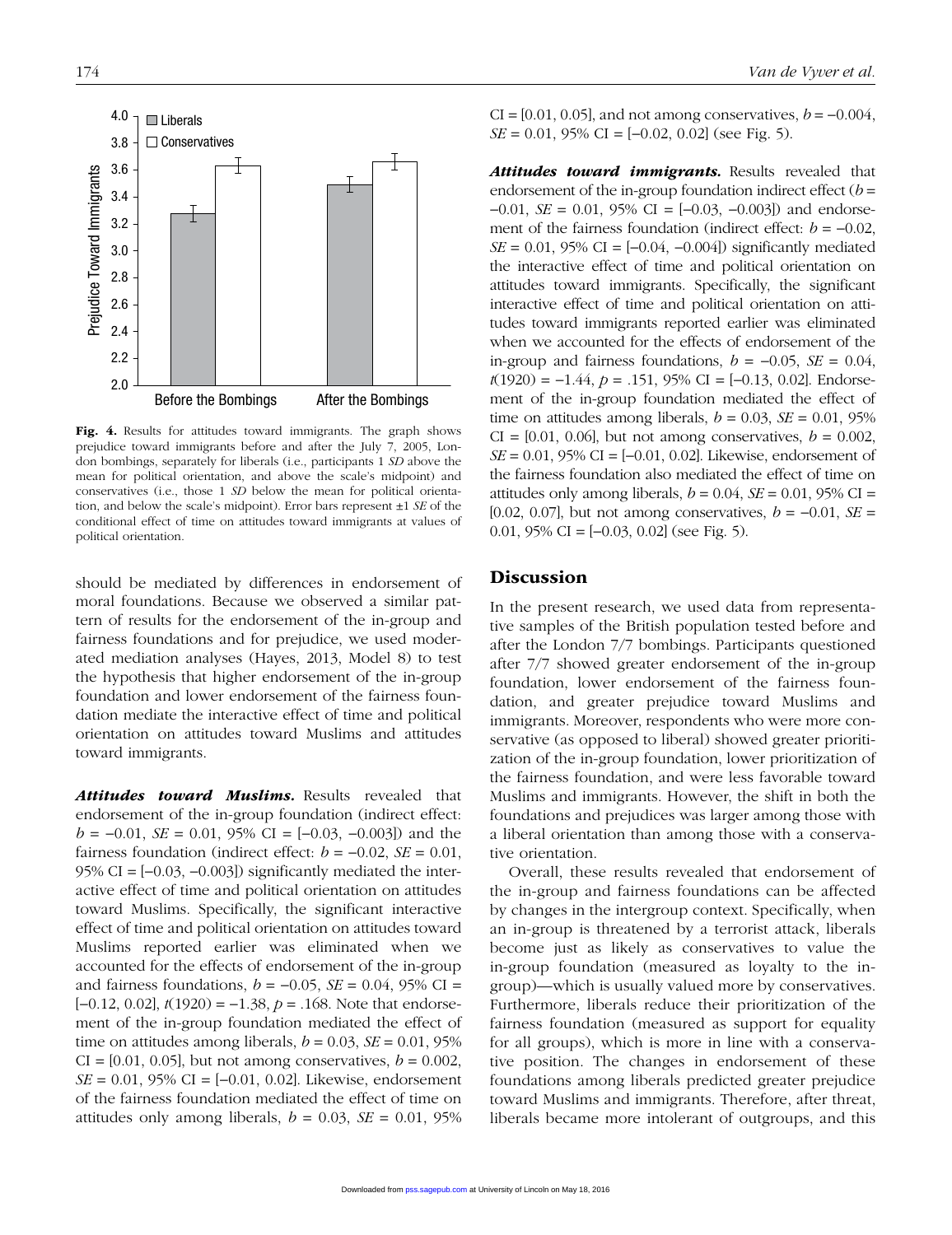**Fig. 4.** Results for attitudes toward immigrants. The graph shows prejudice toward immigrants before and after the July 7, 2005, London bombings, separately for liberals (i.e., participants 1 *SD* above the mean for political orientation, and above the scale's midpoint) and conservatives (i.e., those 1 *SD* below the mean for political orientation, and below the scale's midpoint). Error bars represent ±1 *SE* of the conditional effect of time on attitudes toward immigrants at values of political orientation.

should be mediated by differences in endorsement of moral foundations. Because we observed a similar pattern of results for the endorsement of the in-group and fairness foundations and for prejudice, we used moderated mediation analyses (Hayes, 2013, Model 8) to test the hypothesis that higher endorsement of the in-group foundation and lower endorsement of the fairness foundation mediate the interactive effect of time and political orientation on attitudes toward Muslims and attitudes toward immigrants.

***Attitudes toward Muslims.*** Results revealed that endorsement of the in-group foundation (indirect effect: $b = -0.01$, $SE = 0.01$, 95% CI = [−0.03, −0.003]) and the fairness foundation (indirect effect: $b = -0.02$, $SE = 0.01$, 95% CI = [−0.03, −0.003]) significantly mediated the interactive effect of time and political orientation on attitudes toward Muslims. Specifically, the significant interactive effect of time and political orientation on attitudes toward Muslims reported earlier was eliminated when we accounted for the effects of endorsement of the in-group and fairness foundations, $b = -0.05$, $SE = 0.04$, 95% CI = [−0.12, 0.02], $t(1920) = -1.38$, $p = .168$. Note that endorsement of the in-group foundation mediated the effect of time on attitudes among liberals, $b = 0.03$, $SE = 0.01$, 95% CI = [0.01, 0.05], but not among conservatives, $b = 0.002$, $SE = 0.01$, 95% CI = [−0.01, 0.02]. Likewise, endorsement of the fairness foundation mediated the effect of time on attitudes only among liberals, $b = 0.03$, $SE = 0.01$, 95% CI = [0.01, 0.05], and not among conservatives, $b = -0.004$, $SE = 0.01$, 95% CI = [−0.02, 0.02] (see Fig. 5).

***Attitudes toward immigrants.*** Results revealed that endorsement of the in-group foundation indirect effect ($b = -0.01$, $SE = 0.01$, 95% CI = [−0.03, −0.003]) and endorsement of the fairness foundation (indirect effect: $b = -0.02$, $SE = 0.01$, 95% CI = [−0.04, −0.004]) significantly mediated the interactive effect of time and political orientation on attitudes toward immigrants. Specifically, the significant interactive effect of time and political orientation on attitudes toward immigrants reported earlier was eliminated when we accounted for the effects of endorsement of the in-group and fairness foundations, $b = -0.05$, $SE = 0.04$, $t(1920) = -1.44$, $p = .151$, 95% CI = [−0.13, 0.02]. Endorsement of the in-group foundation mediated the effect of time on attitudes among liberals, $b = 0.03$, $SE = 0.01$, 95% CI = [0.01, 0.06], but not among conservatives, $b = 0.002$, $SE = 0.01$, 95% CI = [−0.01, 0.02]. Likewise, endorsement of the fairness foundation also mediated the effect of time on attitudes only among liberals, $b = 0.04$, $SE = 0.01$, 95% CI = [0.02, 0.07], but not among conservatives, $b = -0.01$, $SE = 0.01$, 95% CI = [−0.03, 0.02] (see Fig. 5).

## Discussion

In the present research, we used data from representative samples of the British population tested before and after the London 7/7 bombings. Participants questioned after 7/7 showed greater endorsement of the in-group foundation, lower endorsement of the fairness foundation, and greater prejudice toward Muslims and immigrants. Moreover, respondents who were more conservative (as opposed to liberal) showed greater prioritization of the in-group foundation, lower prioritization of the fairness foundation, and were less favorable toward Muslims and immigrants. However, the shift in both the foundations and prejudices was larger among those with a liberal orientation than among those with a conservative orientation.

Overall, these results revealed that endorsement of the in-group and fairness foundations can be affected by changes in the intergroup context. Specifically, when an in-group is threatened by a terrorist attack, liberals become just as likely as conservatives to value the in-group foundation (measured as loyalty to the in-group)—which is usually valued more by conservatives. Furthermore, liberals reduce their prioritization of the fairness foundation (measured as support for equality for all groups), which is more in line with a conservative position. The changes in endorsement of these foundations among liberals predicted greater prejudice toward Muslims and immigrants. Therefore, after threat, liberals became more intolerant of outgroups, and this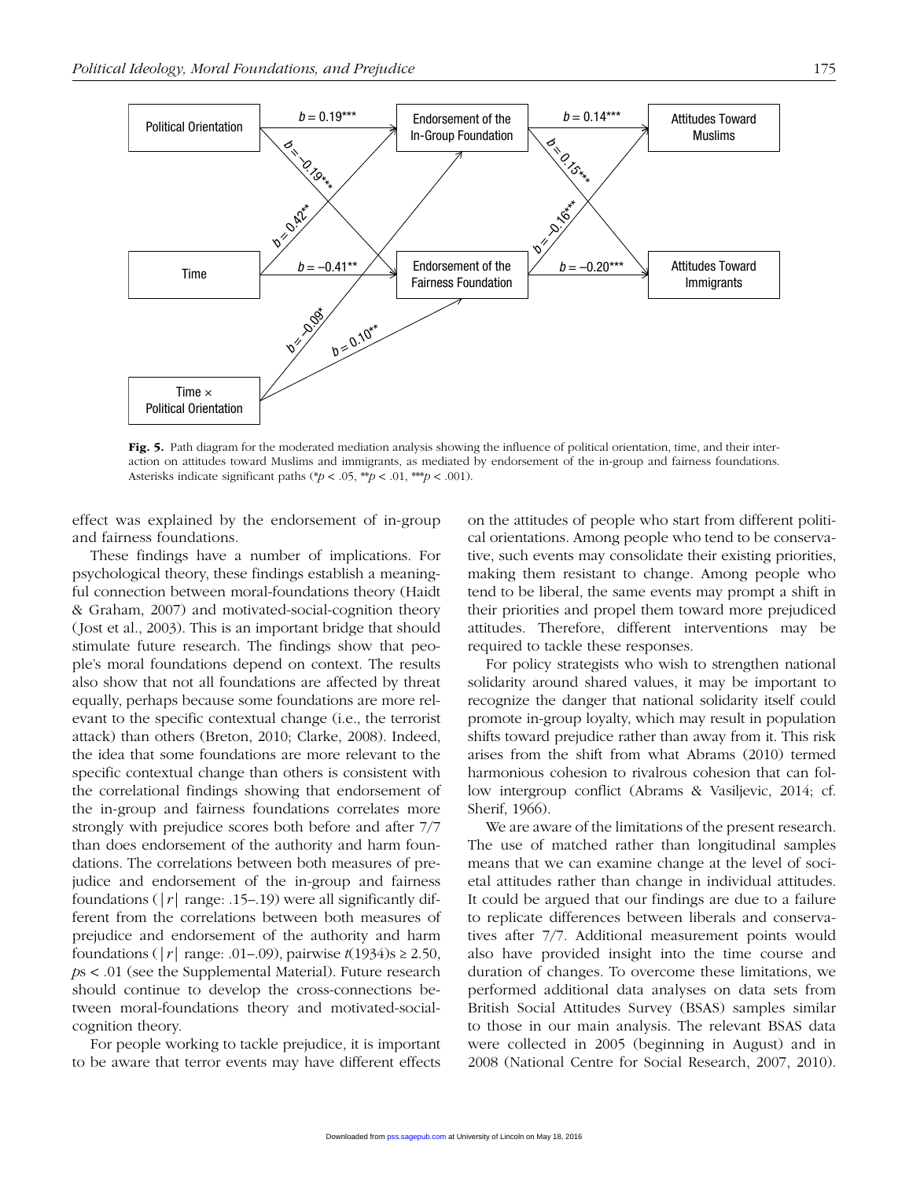Political Orientation → Endorsement of the In-Group Foundation: $b = 0.19^{***}$

Political Orientation → Endorsement of the Fairness Foundation: $b = -0.19^{***}$

Time → Endorsement of the In-Group Foundation: $b = 0.42^{**}$

Time → Endorsement of the Fairness Foundation: $b = -0.41^{**}$

Time × Political Orientation → Endorsement of the In-Group Foundation: $b = -0.09^{*}$

Time × Political Orientation → Endorsement of the Fairness Foundation: $b = 0.10^{**}$

Endorsement of the In-Group Foundation → Attitudes Toward Muslims: $b = 0.14^{***}$

Endorsement of the In-Group Foundation → Attitudes Toward Immigrants: $b = 0.15^{***}$

Endorsement of the Fairness Foundation → Attitudes Toward Muslims: $b = -0.16^{***}$

Endorsement of the Fairness Foundation → Attitudes Toward Immigrants: $b = -0.20^{***}$

**Fig. 5.** Path diagram for the moderated mediation analysis showing the influence of political orientation, time, and their interaction on attitudes toward Muslims and immigrants, as mediated by endorsement of the in-group and fairness foundations. Asterisks indicate significant paths (*$p < .05$, **$p < .01$, ***$p < .001$).

effect was explained by the endorsement of in-group and fairness foundations.

These findings have a number of implications. For psychological theory, these findings establish a meaningful connection between moral-foundations theory (Haidt & Graham, 2007) and motivated-social-cognition theory (Jost et al., 2003). This is an important bridge that should stimulate future research. The findings show that people's moral foundations depend on context. The results also show that not all foundations are affected by threat equally, perhaps because some foundations are more relevant to the specific contextual change (i.e., the terrorist attack) than others (Breton, 2010; Clarke, 2008). Indeed, the idea that some foundations are more relevant to the specific contextual change than others is consistent with the correlational findings showing that endorsement of the in-group and fairness foundations correlates more strongly with prejudice scores both before and after 7/7 than does endorsement of the authority and harm foundations. The correlations between both measures of prejudice and endorsement of the in-group and fairness foundations ($|r|$ range: .15–.19) were all significantly different from the correlations between both measures of prejudice and endorsement of the authority and harm foundations ($|r|$ range: .01–.09), pairwise $t(1934)\text{s} \geq 2.50$, $p\text{s} < .01$ (see the Supplemental Material). Future research should continue to develop the cross-connections between moral-foundations theory and motivated-social-cognition theory.

For people working to tackle prejudice, it is important to be aware that terror events may have different effects on the attitudes of people who start from different political orientations. Among people who tend to be conservative, such events may consolidate their existing priorities, making them resistant to change. Among people who tend to be liberal, the same events may prompt a shift in their priorities and propel them toward more prejudiced attitudes. Therefore, different interventions may be required to tackle these responses.

For policy strategists who wish to strengthen national solidarity around shared values, it may be important to recognize the danger that national solidarity itself could promote in-group loyalty, which may result in population shifts toward prejudice rather than away from it. This risk arises from the shift from what Abrams (2010) termed harmonious cohesion to rivalrous cohesion that can follow intergroup conflict (Abrams & Vasiljevic, 2014; cf. Sherif, 1966).

We are aware of the limitations of the present research. The use of matched rather than longitudinal samples means that we can examine change at the level of societal attitudes rather than change in individual attitudes. It could be argued that our findings are due to a failure to replicate differences between liberals and conservatives after 7/7. Additional measurement points would also have provided insight into the time course and duration of changes. To overcome these limitations, we performed additional data analyses on data sets from British Social Attitudes Survey (BSAS) samples similar to those in our main analysis. The relevant BSAS data were collected in 2005 (beginning in August) and in 2008 (National Centre for Social Research, 2007, 2010).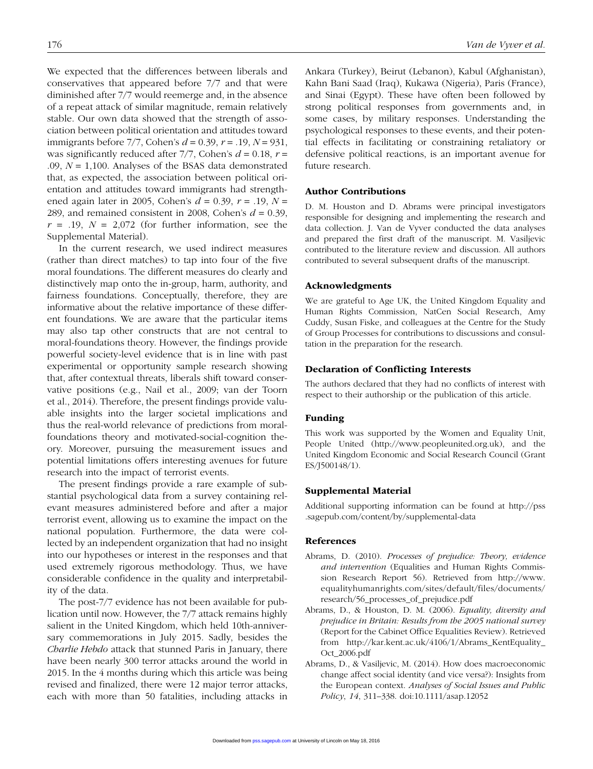We expected that the differences between liberals and conservatives that appeared before 7/7 and that were diminished after 7/7 would reemerge and, in the absence of a repeat attack of similar magnitude, remain relatively stable. Our own data showed that the strength of association between political orientation and attitudes toward immigrants before 7/7, Cohen's $d = 0.39$, $r = .19$, $N = 931$, was significantly reduced after 7/7, Cohen's $d = 0.18$, $r = .09$, $N = 1{,}100$. Analyses of the BSAS data demonstrated that, as expected, the association between political orientation and attitudes toward immigrants had strengthened again later in 2005, Cohen's $d = 0.39$, $r = .19$, $N = 289$, and remained consistent in 2008, Cohen's $d = 0.39$, $r = .19$, $N = 2{,}072$ (for further information, see the Supplemental Material).

In the current research, we used indirect measures (rather than direct matches) to tap into four of the five moral foundations. The different measures do clearly and distinctively map onto the in-group, harm, authority, and fairness foundations. Conceptually, therefore, they are informative about the relative importance of these different foundations. We are aware that the particular items may also tap other constructs that are not central to moral-foundations theory. However, the findings provide powerful society-level evidence that is in line with past experimental or opportunity sample research showing that, after contextual threats, liberals shift toward conservative positions (e.g., Nail et al., 2009; van der Toorn et al., 2014). Therefore, the present findings provide valuable insights into the larger societal implications and thus the real-world relevance of predictions from moral-foundations theory and motivated-social-cognition theory. Moreover, pursuing the measurement issues and potential limitations offers interesting avenues for future research into the impact of terrorist events.

The present findings provide a rare example of substantial psychological data from a survey containing relevant measures administered before and after a major terrorist event, allowing us to examine the impact on the national population. Furthermore, the data were collected by an independent organization that had no insight into our hypotheses or interest in the responses and that used extremely rigorous methodology. Thus, we have considerable confidence in the quality and interpretability of the data.

The post-7/7 evidence has not been available for publication until now. However, the 7/7 attack remains highly salient in the United Kingdom, which held 10th-anniversary commemorations in July 2015. Sadly, besides the *Charlie Hebdo* attack that stunned Paris in January, there have been nearly 300 terror attacks around the world in 2015. In the 4 months during which this article was being revised and finalized, there were 12 major terror attacks, each with more than 50 fatalities, including attacks in Ankara (Turkey), Beirut (Lebanon), Kabul (Afghanistan), Kahn Bani Saad (Iraq), Kukawa (Nigeria), Paris (France), and Sinai (Egypt). These have often been followed by strong political responses from governments and, in some cases, by military responses. Understanding the psychological responses to these events, and their potential effects in facilitating or constraining retaliatory or defensive political reactions, is an important avenue for future research.

## Author Contributions

D. M. Houston and D. Abrams were principal investigators responsible for designing and implementing the research and data collection. J. Van de Vyver conducted the data analyses and prepared the first draft of the manuscript. M. Vasiljevic contributed to the literature review and discussion. All authors contributed to several subsequent drafts of the manuscript.

## Acknowledgments

We are grateful to Age UK, the United Kingdom Equality and Human Rights Commission, NatCen Social Research, Amy Cuddy, Susan Fiske, and colleagues at the Centre for the Study of Group Processes for contributions to discussions and consultation in the preparation for the research.

## Declaration of Conflicting Interests

The authors declared that they had no conflicts of interest with respect to their authorship or the publication of this article.

## Funding

This work was supported by the Women and Equality Unit, People United (http://www.peopleunited.org.uk), and the United Kingdom Economic and Social Research Council (Grant ES/J500148/1).

## Supplemental Material

Additional supporting information can be found at http://pss.sagepub.com/content/by/supplemental-data

## References

Abrams, D. (2010). *Processes of prejudice: Theory, evidence and intervention* (Equalities and Human Rights Commission Research Report 56). Retrieved from http://www.equalityhumanrights.com/sites/default/files/documents/research/56_processes_of_prejudice.pdf

Abrams, D., & Houston, D. M. (2006). *Equality, diversity and prejudice in Britain: Results from the 2005 national survey* (Report for the Cabinet Office Equalities Review). Retrieved from http://kar.kent.ac.uk/4106/1/Abrams_KentEquality_Oct_2006.pdf

Abrams, D., & Vasiljevic, M. (2014). How does macroeconomic change affect social identity (and vice versa?): Insights from the European context. *Analyses of Social Issues and Public Policy*, *14*, 311–338. doi:10.1111/asap.12052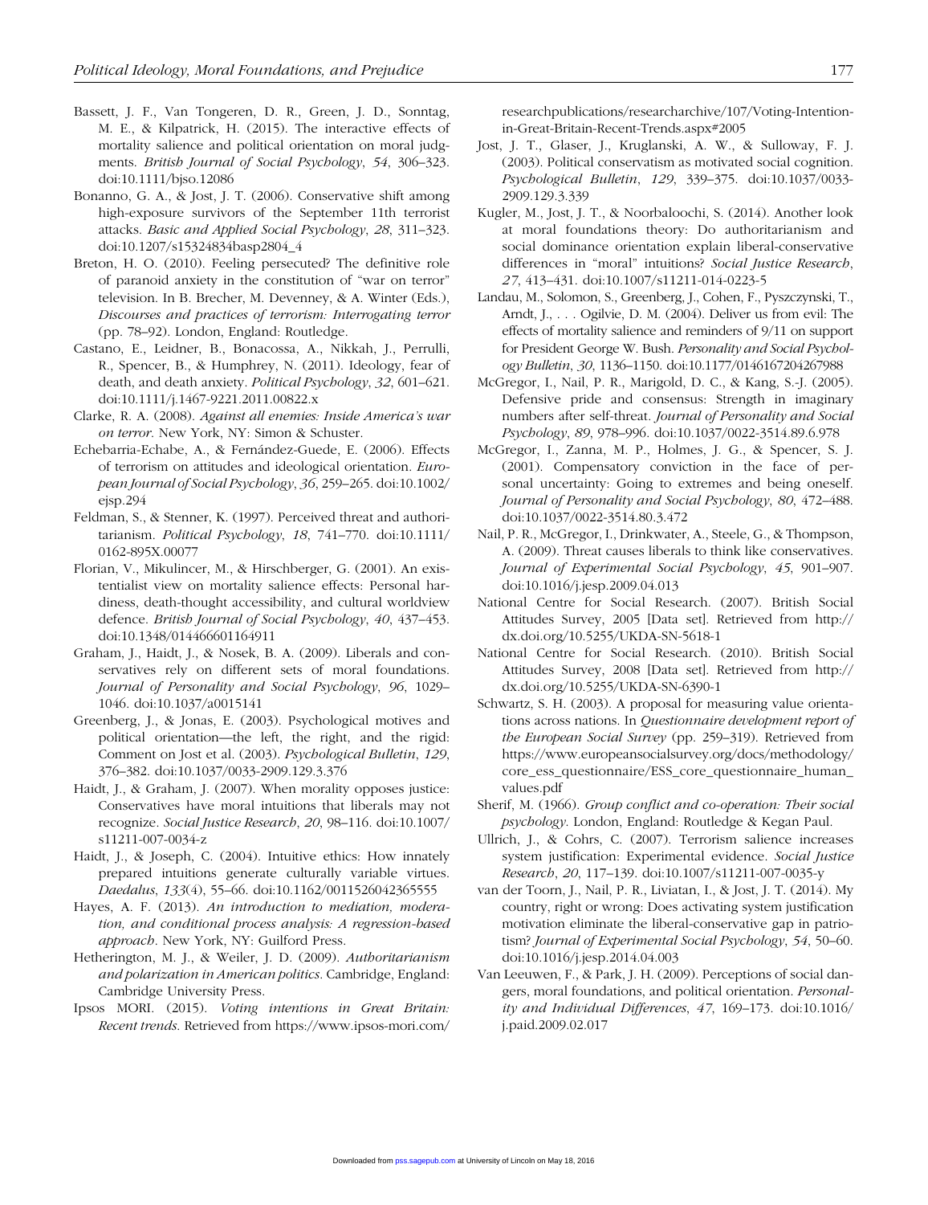Bassett, J. F., Van Tongeren, D. R., Green, J. D., Sonntag, M. E., & Kilpatrick, H. (2015). The interactive effects of mortality salience and political orientation on moral judgments. *British Journal of Social Psychology*, *54*, 306–323. doi:10.1111/bjso.12086

Bonanno, G. A., & Jost, J. T. (2006). Conservative shift among high-exposure survivors of the September 11th terrorist attacks. *Basic and Applied Social Psychology*, *28*, 311–323. doi:10.1207/s15324834basp2804_4

Breton, H. O. (2010). Feeling persecuted? The definitive role of paranoid anxiety in the constitution of "war on terror" television. In B. Brecher, M. Devenney, & A. Winter (Eds.), *Discourses and practices of terrorism: Interrogating terror* (pp. 78–92). London, England: Routledge.

Castano, E., Leidner, B., Bonacossa, A., Nikkah, J., Perrulli, R., Spencer, B., & Humphrey, N. (2011). Ideology, fear of death, and death anxiety. *Political Psychology*, *32*, 601–621. doi:10.1111/j.1467-9221.2011.00822.x

Clarke, R. A. (2008). *Against all enemies: Inside America's war on terror*. New York, NY: Simon & Schuster.

Echebarria-Echabe, A., & Fernández-Guede, E. (2006). Effects of terrorism on attitudes and ideological orientation. *European Journal of Social Psychology*, *36*, 259–265. doi:10.1002/ejsp.294

Feldman, S., & Stenner, K. (1997). Perceived threat and authoritarianism. *Political Psychology*, *18*, 741–770. doi:10.1111/0162-895X.00077

Florian, V., Mikulincer, M., & Hirschberger, G. (2001). An existentialist view on mortality salience effects: Personal hardiness, death-thought accessibility, and cultural worldview defence. *British Journal of Social Psychology*, *40*, 437–453. doi:10.1348/014466601164911

Graham, J., Haidt, J., & Nosek, B. A. (2009). Liberals and conservatives rely on different sets of moral foundations. *Journal of Personality and Social Psychology*, *96*, 1029–1046. doi:10.1037/a0015141

Greenberg, J., & Jonas, E. (2003). Psychological motives and political orientation—the left, the right, and the rigid: Comment on Jost et al. (2003). *Psychological Bulletin*, *129*, 376–382. doi:10.1037/0033-2909.129.3.376

Haidt, J., & Graham, J. (2007). When morality opposes justice: Conservatives have moral intuitions that liberals may not recognize. *Social Justice Research*, *20*, 98–116. doi:10.1007/s11211-007-0034-z

Haidt, J., & Joseph, C. (2004). Intuitive ethics: How innately prepared intuitions generate culturally variable virtues. *Daedalus*, *133*(4), 55–66. doi:10.1162/0011526042365555

Hayes, A. F. (2013). *An introduction to mediation, moderation, and conditional process analysis: A regression-based approach*. New York, NY: Guilford Press.

Hetherington, M. J., & Weiler, J. D. (2009). *Authoritarianism and polarization in American politics*. Cambridge, England: Cambridge University Press.

Ipsos MORI. (2015). *Voting intentions in Great Britain: Recent trends*. Retrieved from https://www.ipsos-mori.com/researchpublications/researcharchive/107/Voting-Intention-in-Great-Britain-Recent-Trends.aspx#2005

Jost, J. T., Glaser, J., Kruglanski, A. W., & Sulloway, F. J. (2003). Political conservatism as motivated social cognition. *Psychological Bulletin*, *129*, 339–375. doi:10.1037/0033-2909.129.3.339

Kugler, M., Jost, J. T., & Noorbaloochi, S. (2014). Another look at moral foundations theory: Do authoritarianism and social dominance orientation explain liberal-conservative differences in "moral" intuitions? *Social Justice Research*, *27*, 413–431. doi:10.1007/s11211-014-0223-5

Landau, M., Solomon, S., Greenberg, J., Cohen, F., Pyszczynski, T., Arndt, J., . . . Ogilvie, D. M. (2004). Deliver us from evil: The effects of mortality salience and reminders of 9/11 on support for President George W. Bush. *Personality and Social Psychology Bulletin*, *30*, 1136–1150. doi:10.1177/0146167204267988

McGregor, I., Nail, P. R., Marigold, D. C., & Kang, S.-J. (2005). Defensive pride and consensus: Strength in imaginary numbers after self-threat. *Journal of Personality and Social Psychology*, *89*, 978–996. doi:10.1037/0022-3514.89.6.978

McGregor, I., Zanna, M. P., Holmes, J. G., & Spencer, S. J. (2001). Compensatory conviction in the face of personal uncertainty: Going to extremes and being oneself. *Journal of Personality and Social Psychology*, *80*, 472–488. doi:10.1037/0022-3514.80.3.472

Nail, P. R., McGregor, I., Drinkwater, A., Steele, G., & Thompson, A. (2009). Threat causes liberals to think like conservatives. *Journal of Experimental Social Psychology*, *45*, 901–907. doi:10.1016/j.jesp.2009.04.013

National Centre for Social Research. (2007). British Social Attitudes Survey, 2005 [Data set]. Retrieved from http://dx.doi.org/10.5255/UKDA-SN-5618-1

National Centre for Social Research. (2010). British Social Attitudes Survey, 2008 [Data set]. Retrieved from http://dx.doi.org/10.5255/UKDA-SN-6390-1

Schwartz, S. H. (2003). A proposal for measuring value orientations across nations. In *Questionnaire development report of the European Social Survey* (pp. 259–319). Retrieved from https://www.europeansocialsurvey.org/docs/methodology/core_ess_questionnaire/ESS_core_questionnaire_human_values.pdf

Sherif, M. (1966). *Group conflict and co-operation: Their social psychology*. London, England: Routledge & Kegan Paul.

Ullrich, J., & Cohrs, C. (2007). Terrorism salience increases system justification: Experimental evidence. *Social Justice Research*, *20*, 117–139. doi:10.1007/s11211-007-0035-y

van der Toorn, J., Nail, P. R., Liviatan, I., & Jost, J. T. (2014). My country, right or wrong: Does activating system justification motivation eliminate the liberal-conservative gap in patriotism? *Journal of Experimental Social Psychology*, *54*, 50–60. doi:10.1016/j.jesp.2014.04.003

Van Leeuwen, F., & Park, J. H. (2009). Perceptions of social dangers, moral foundations, and political orientation. *Personality and Individual Differences*, *47*, 169–173. doi:10.1016/j.paid.2009.02.017